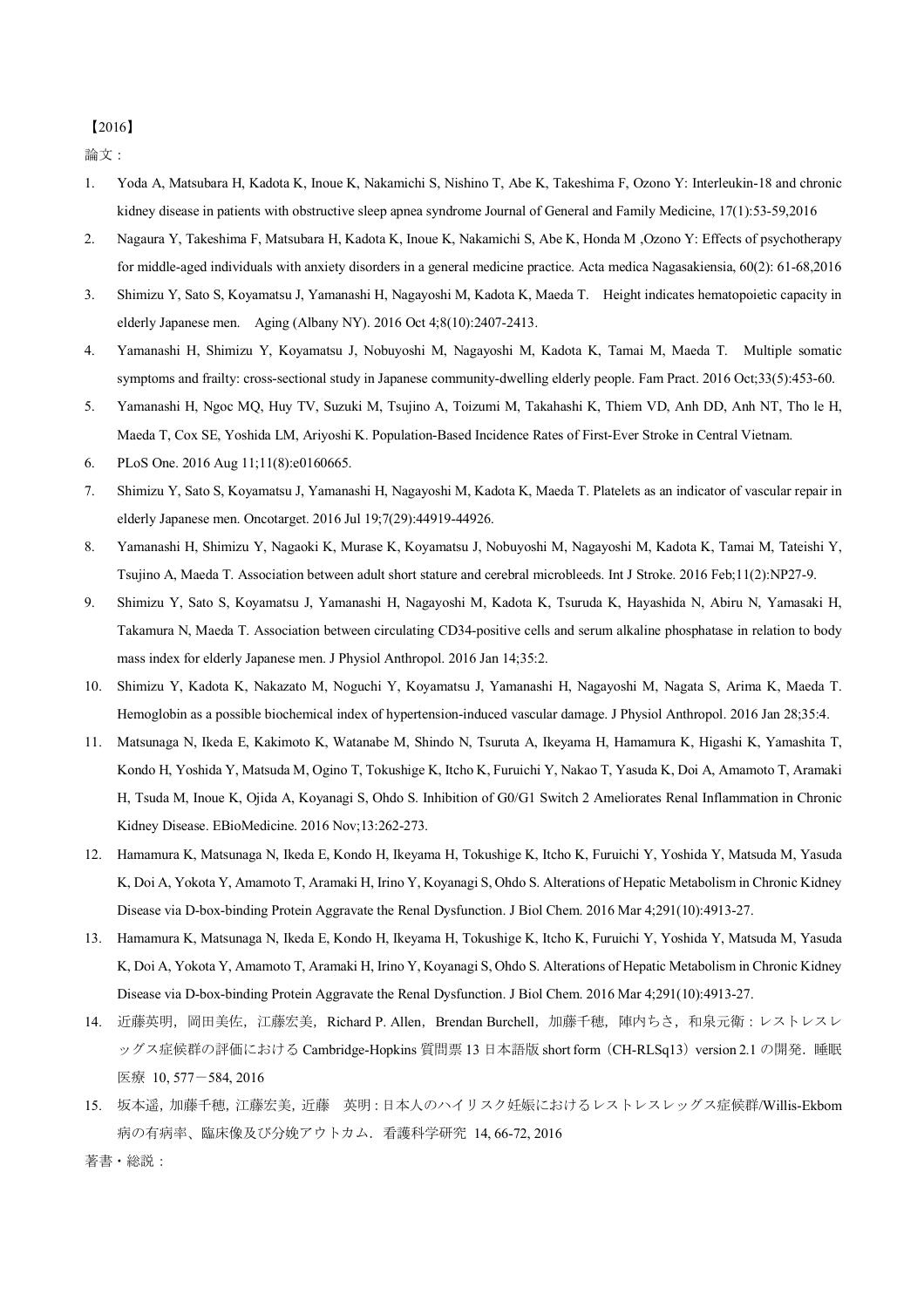【2016】

論文：

1. Yoda A, Matsubara H, Kadota K, Inoue K, Nakamichi S, Nishino T, Abe K, Takeshima F, Ozono Y: Interleukin-18 and chronic kidney disease in patients with obstructive sleep apnea syndrome Journal of General and Family Medicine, 17(1):53-59,2016
2. Nagaura Y, Takeshima F, Matsubara H, Kadota K, Inoue K, Nakamichi S, Abe K, Honda M ,Ozono Y: Effects of psychotherapy for middle-aged individuals with anxiety disorders in a general medicine practice. Acta medica Nagasakiensia, 60(2): 61-68,2016
3. Shimizu Y, Sato S, Koyamatsu J, Yamanashi H, Nagayoshi M, Kadota K, Maeda T. Height indicates hematopoietic capacity in elderly Japanese men. Aging (Albany NY). 2016 Oct 4;8(10):2407-2413.
4. Yamanashi H, Shimizu Y, Koyamatsu J, Nobuyoshi M, Nagayoshi M, Kadota K, Tamai M, Maeda T. Multiple somatic symptoms and frailty: cross-sectional study in Japanese community-dwelling elderly people. Fam Pract. 2016 Oct;33(5):453-60.
5. Yamanashi H, Ngoc MQ, Huy TV, Suzuki M, Tsujino A, Toizumi M, Takahashi K, Thiem VD, Anh DD, Anh NT, Tho le H, Maeda T, Cox SE, Yoshida LM, Ariyoshi K. Population-Based Incidence Rates of First-Ever Stroke in Central Vietnam.
6. PLoS One. 2016 Aug 11;11(8):e0160665.
7. Shimizu Y, Sato S, Koyamatsu J, Yamanashi H, Nagayoshi M, Kadota K, Maeda T. Platelets as an indicator of vascular repair in elderly Japanese men. Oncotarget. 2016 Jul 19;7(29):44919-44926.
8. Yamanashi H, Shimizu Y, Nagaoki K, Murase K, Koyamatsu J, Nobuyoshi M, Nagayoshi M, Kadota K, Tamai M, Tateishi Y, Tsujino A, Maeda T. Association between adult short stature and cerebral microbleeds. Int J Stroke. 2016 Feb;11(2):NP27-9.
9. Shimizu Y, Sato S, Koyamatsu J, Yamanashi H, Nagayoshi M, Kadota K, Tsuruda K, Hayashida N, Abiru N, Yamasaki H, Takamura N, Maeda T. Association between circulating CD34-positive cells and serum alkaline phosphatase in relation to body mass index for elderly Japanese men. J Physiol Anthropol. 2016 Jan 14;35:2.
10. Shimizu Y, Kadota K, Nakazato M, Noguchi Y, Koyamatsu J, Yamanashi H, Nagayoshi M, Nagata S, Arima K, Maeda T. Hemoglobin as a possible biochemical index of hypertension-induced vascular damage. J Physiol Anthropol. 2016 Jan 28;35:4.
11. Matsunaga N, Ikeda E, Kakimoto K, Watanabe M, Shindo N, Tsuruta A, Ikeyama H, Hamamura K, Higashi K, Yamashita T, Kondo H, Yoshida Y, Matsuda M, Ogino T, Tokushige K, Itcho K, Furuichi Y, Nakao T, Yasuda K, Doi A, Amamoto T, Aramaki H, Tsuda M, Inoue K, Ojida A, Koyanagi S, Ohdo S. Inhibition of G0/G1 Switch 2 Ameliorates Renal Inflammation in Chronic Kidney Disease. EBioMedicine. 2016 Nov;13:262-273.
12. Hamamura K, Matsunaga N, Ikeda E, Kondo H, Ikeyama H, Tokushige K, Itcho K, Furuichi Y, Yoshida Y, Matsuda M, Yasuda K, Doi A, Yokota Y, Amamoto T, Aramaki H, Irino Y, Koyanagi S, Ohdo S. Alterations of Hepatic Metabolism in Chronic Kidney Disease via D-box-binding Protein Aggravate the Renal Dysfunction. J Biol Chem. 2016 Mar 4;291(10):4913-27.
13. Hamamura K, Matsunaga N, Ikeda E, Kondo H, Ikeyama H, Tokushige K, Itcho K, Furuichi Y, Yoshida Y, Matsuda M, Yasuda K, Doi A, Yokota Y, Amamoto T, Aramaki H, Irino Y, Koyanagi S, Ohdo S. Alterations of Hepatic Metabolism in Chronic Kidney Disease via D-box-binding Protein Aggravate the Renal Dysfunction. J Biol Chem. 2016 Mar 4;291(10):4913-27.
14. 近藤英明，岡田美佐，江藤宏美，Richard P. Allen，Brendan Burchell，加藤千穂，陣内ちさ，和泉元衛：レストレスレッグス症候群の評価における Cambridge-Hopkins 質問票 13 日本語版 short form（CH-RLSq13）version 2.1 の開発．睡眠医療 10, 577－584, 2016
15. 坂本遥, 加藤千穂, 江藤宏美, 近藤 英明 : 日本人のハイリスク妊娠におけるレストレスレッグス症候群/Willis-Ekbom 病の有病率、臨床像及び分娩アウトカム．看護科学研究 14, 66-72, 2016

著書・総説：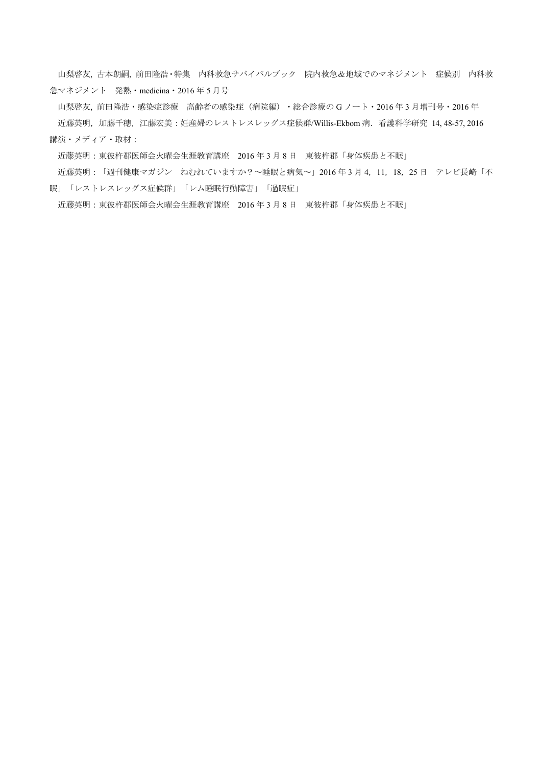山梨啓友, 古本朗嗣, 前田隆浩・特集　内科救急サバイバルブック　院内救急＆地域でのマネジメント　症候別　内科救急マネジメント　発熱・medicina・2016 年 5 月号

山梨啓友, 前田隆浩・感染症診療　高齢者の感染症（病院編）・総合診療の G ノート・2016 年 3 月増刊号・2016 年

近藤英明，加藤千穂，江藤宏美：妊産婦のレストレスレッグス症候群/Willis-Ekbom 病．看護科学研究 14, 48-57, 2016

講演・メディア・取材：

近藤英明：東彼杵郡医師会火曜会生涯教育講座　2016 年 3 月 8 日　東彼杵郡「身体疾患と不眠」

近藤英明：「週刊健康マガジン　ねむれていますか？～睡眠と病気～」2016 年 3 月 4，11，18，25 日　テレビ長崎「不眠」「レストレスレッグス症候群」「レム睡眠行動障害」「過眠症」

近藤英明：東彼杵郡医師会火曜会生涯教育講座　2016 年 3 月 8 日　東彼杵郡「身体疾患と不眠」